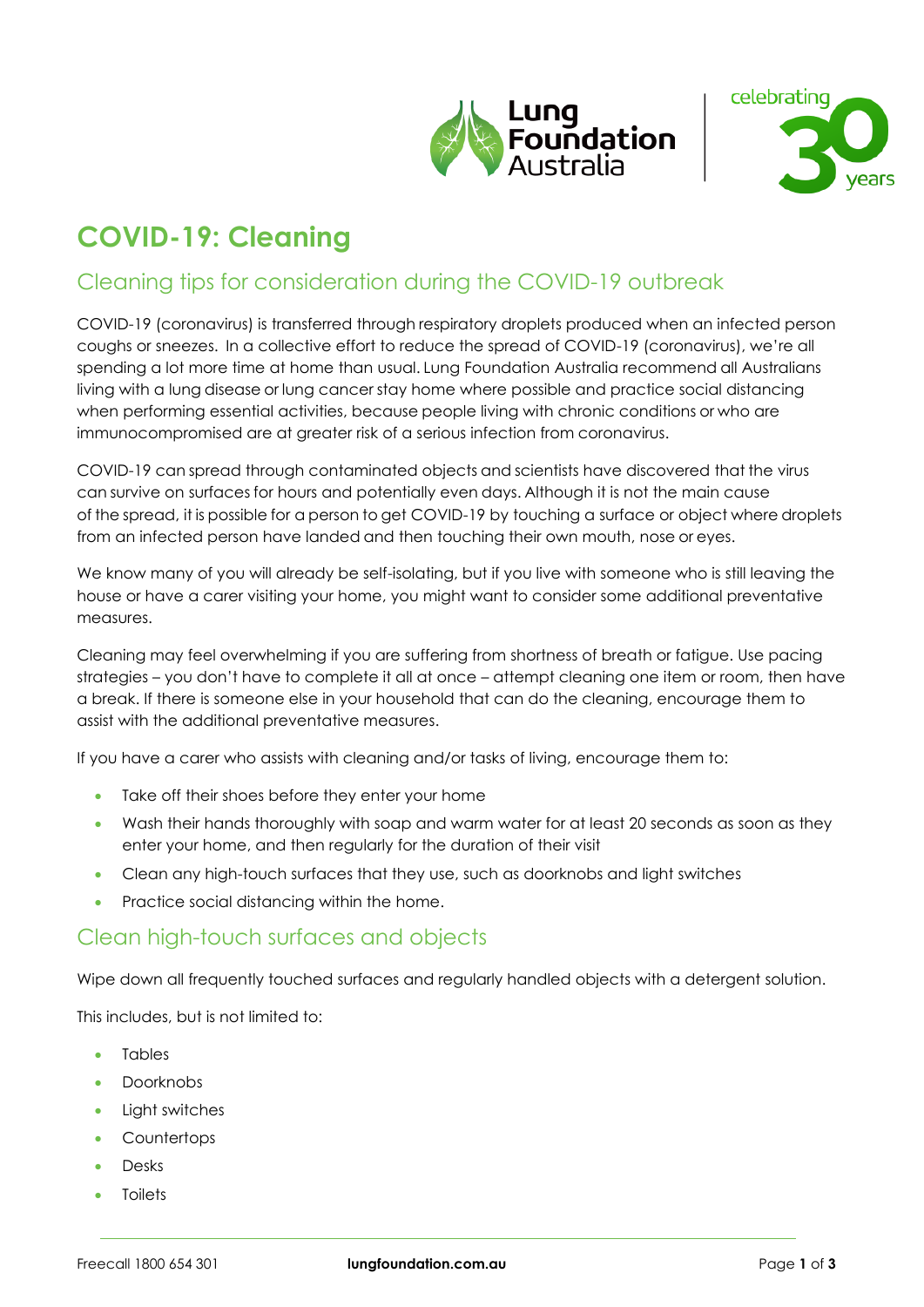# COVID-19: Cleaning

## Cleaning tips for consideration during the COVID-19 outbreak

COVID-19 (coronavirus) is transferred through respiratory droplets produced when an infected person coughs or sneezes. In a collective effort to reduce the spread of COVID-19 (coronavirus), we're all spending a lot more time at home than usual. Lung Foundation Australia recommend all Australians living with a lung disease or lung cancer stay home where possible and practice social distancing when performing essential activities, because people living with chronic conditions or who are immunocompromised are at greater risk of a serious infection from coronavirus.

COVID-19 can spread through contaminated objects and scientists have discovered that the virus can survive on surfaces for hours and potentially even days. Although it is not the main cause of the spread, it is possible for a person to get COVID-19 by touching a surface or object where droplets from an infected person have landed and then touching their own mouth, nose or eyes.

We know many of you will already be self-isolating, but if you live with someone who is still leaving the house or have a carer visiting your home, you might want to consider some additional preventative measures.

Cleaning may feel overwhelming if you are suffering from shortness of breath or fatigue. Use pacing strategies – you don't have to complete it all at once – attempt cleaning one item or room, then have a break. If there is someone else in your household that can do the cleaning, encourage them to assist with the additional preventative measures.

If you have a carer who assists with cleaning and/or tasks of living, encourage them to:

- Take off their shoes before they enter your home
- Wash their hands thoroughly with soap and warm water for at least 20 seconds as soon as they enter your home, and then regularly for the duration of their visit
- Clean any high-touch surfaces that they use, such as doorknobs and light switches
- Practice social distancing within the home.

## Clean high-touch surfaces and objects

Wipe down all frequently touched surfaces and regularly handled objects with a detergent solution.

This includes, but is not limited to:

- Tables
- Doorknobs
- Light switches
- Countertops
- Desks
- Toilets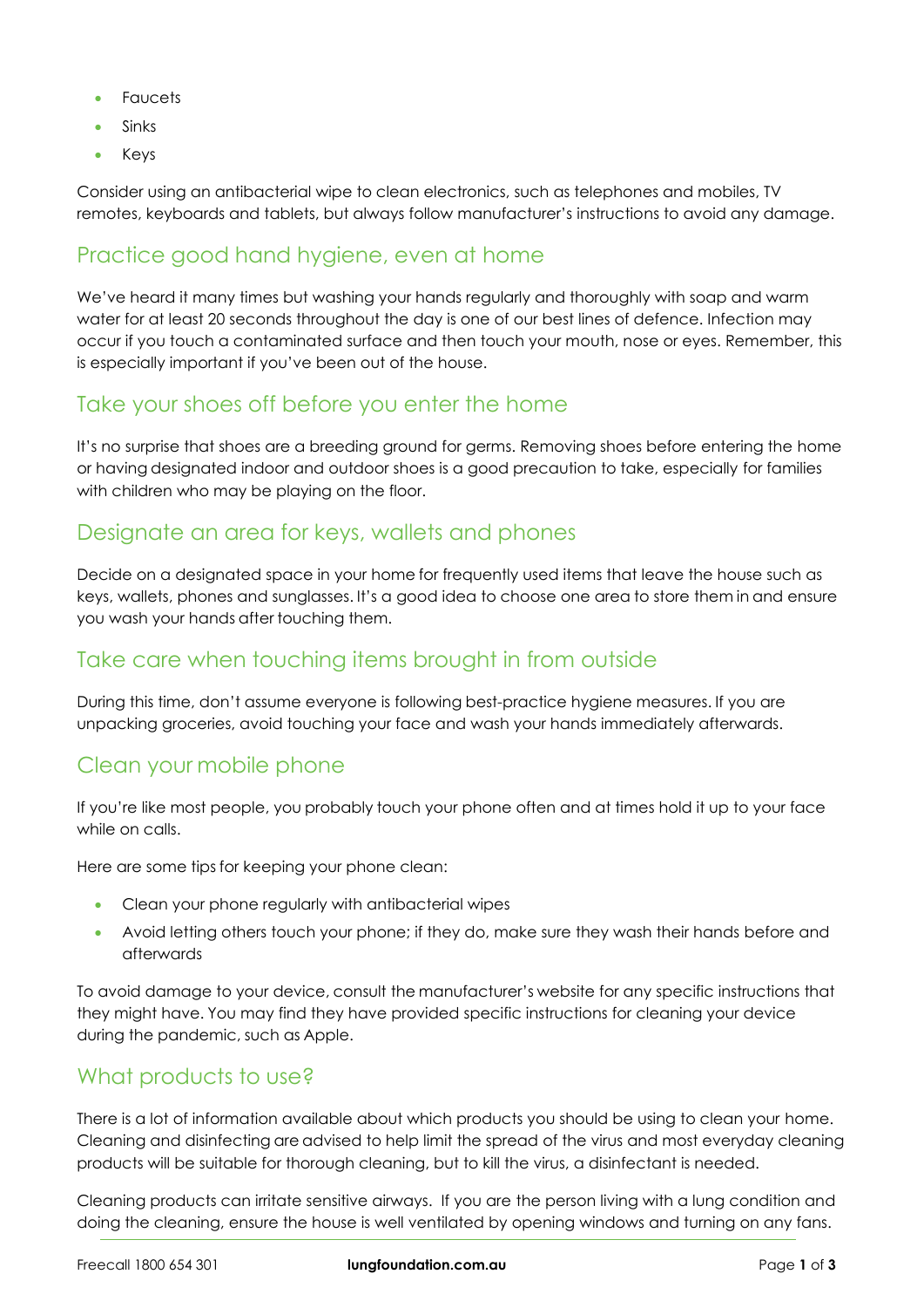- Faucets
- Sinks
- Keys

Consider using an antibacterial wipe to clean electronics, such as telephones and mobiles, TV remotes, keyboards and tablets, but always follow manufacturer's instructions to avoid any damage.

## Practice good hand hygiene, even at home

We've heard it many times but washing your hands regularly and thoroughly with soap and warm water for at least 20 seconds throughout the day is one of our best lines of defence. Infection may occur if you touch a contaminated surface and then touch your mouth, nose or eyes. Remember, this is especially important if you've been out of the house.

## Take your shoes off before you enter the home

It's no surprise that shoes are a breeding ground for germs. Removing shoes before entering the home or having designated indoor and outdoor shoes is a good precaution to take, especially for families with children who may be playing on the floor.

## Designate an area for keys, wallets and phones

Decide on a designated space in your home for frequently used items that leave the house such as keys, wallets, phones and sunglasses. It's a good idea to choose one area to store them in and ensure you wash your hands after touching them.

## Take care when touching items brought in from outside

During this time, don't assume everyone is following best-practice hygiene measures. If you are unpacking groceries, avoid touching your face and wash your hands immediately afterwards.

## Clean your mobile phone

If you're like most people, you probably touch your phone often and at times hold it up to your face while on calls.

Here are some tips for keeping your phone clean:

- Clean your phone regularly with antibacterial wipes
- Avoid letting others touch your phone; if they do, make sure they wash their hands before and afterwards

To avoid damage to your device, consult the manufacturer's website for any specific instructions that they might have. You may find they have provided specific instructions for cleaning your device during the pandemic, such as Apple.

## What products to use?

There is a lot of information available about which products you should be using to clean your home. Cleaning and disinfecting are advised to help limit the spread of the virus and most everyday cleaning products will be suitable for thorough cleaning, but to kill the virus, a disinfectant is needed.

Cleaning products can irritate sensitive airways. If you are the person living with a lung condition and doing the cleaning, ensure the house is well ventilated by opening windows and turning on any fans.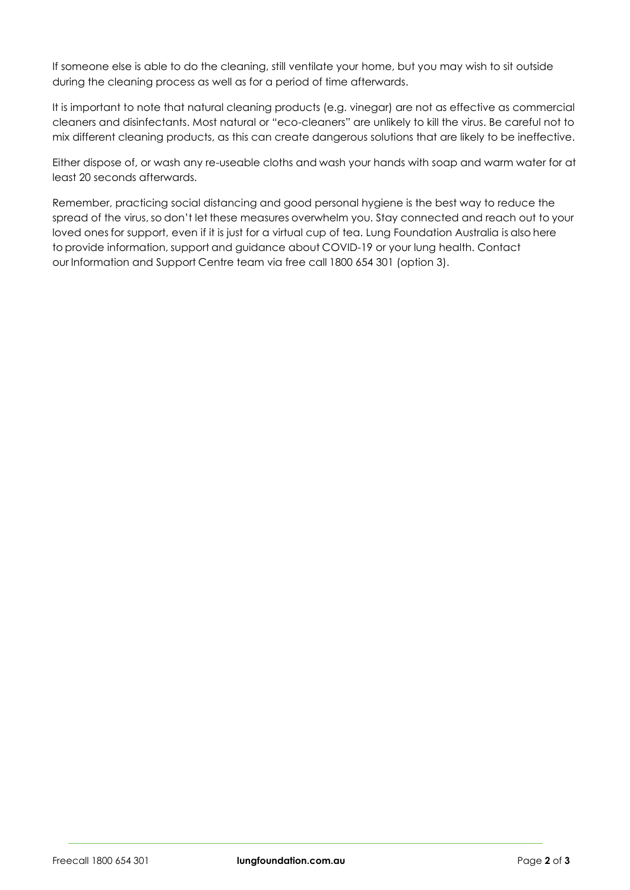If someone else is able to do the cleaning, still ventilate your home, but you may wish to sit outside during the cleaning process as well as for a period of time afterwards.

It is important to note that natural cleaning products (e.g. vinegar) are not as effective as commercial cleaners and disinfectants. Most natural or "eco-cleaners" are unlikely to kill the virus. Be careful not to mix different cleaning products, as this can create dangerous solutions that are likely to be ineffective.

Either dispose of, or wash any re-useable cloths and wash your hands with soap and warm water for at least 20 seconds afterwards.

Remember, practicing social distancing and good personal hygiene is the best way to reduce the spread of the virus, so don't let these measures overwhelm you. Stay connected and reach out to your loved ones for support, even if it is just for a virtual cup of tea. Lung Foundation Australia is also here to provide information, support and guidance about COVID-19 or your lung health. Contact our Information and Support Centre team via free call 1800 654 301 (option 3).